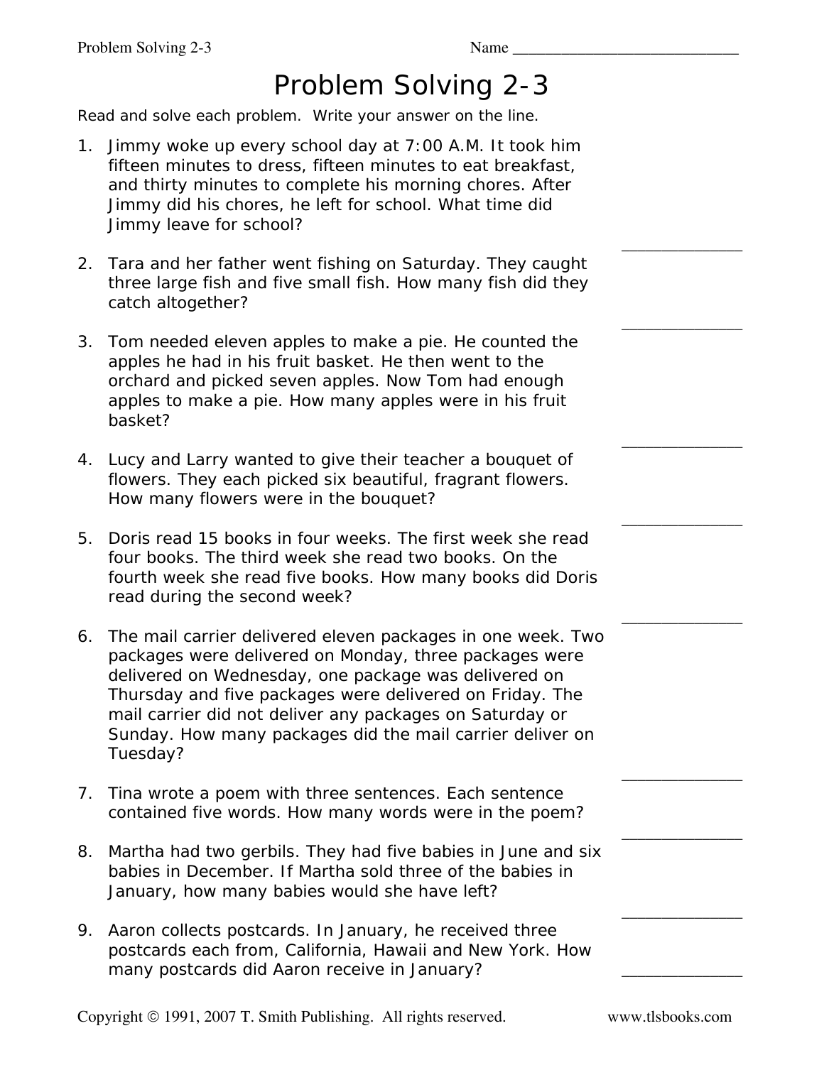Name ____________________________

# Problem Solving 2-3

Read and solve each problem. Write your answer on the line.

1. Jimmy woke up every school day at 7:00 A.M. It took him fifteen minutes to dress, fifteen minutes to eat breakfast, and thirty minutes to complete his morning chores. After Jimmy did his chores, he left for school. What time did Jimmy leave for school? ______________

2. Tara and her father went fishing on Saturday. They caught three large fish and five small fish. How many fish did they catch altogether? ______________

3. Tom needed eleven apples to make a pie. He counted the apples he had in his fruit basket. He then went to the orchard and picked seven apples. Now Tom had enough apples to make a pie. How many apples were in his fruit basket? ______________

4. Lucy and Larry wanted to give their teacher a bouquet of flowers. They each picked six beautiful, fragrant flowers. How many flowers were in the bouquet? ______________

5. Doris read 15 books in four weeks. The first week she read four books. The third week she read two books. On the fourth week she read five books. How many books did Doris read during the second week? ______________

6. The mail carrier delivered eleven packages in one week. Two packages were delivered on Monday, three packages were delivered on Wednesday, one package was delivered on Thursday and five packages were delivered on Friday. The mail carrier did not deliver any packages on Saturday or Sunday. How many packages did the mail carrier deliver on Tuesday? ______________

7. Tina wrote a poem with three sentences. Each sentence contained five words. How many words were in the poem? ______________

8. Martha had two gerbils. They had five babies in June and six babies in December. If Martha sold three of the babies in January, how many babies would she have left? ______________

9. Aaron collects postcards. In January, he received three postcards each from, California, Hawaii and New York. How many postcards did Aaron receive in January? ______________

Copyright © 1991, 2007 T. Smith Publishing. All rights reserved. www.tlsbooks.com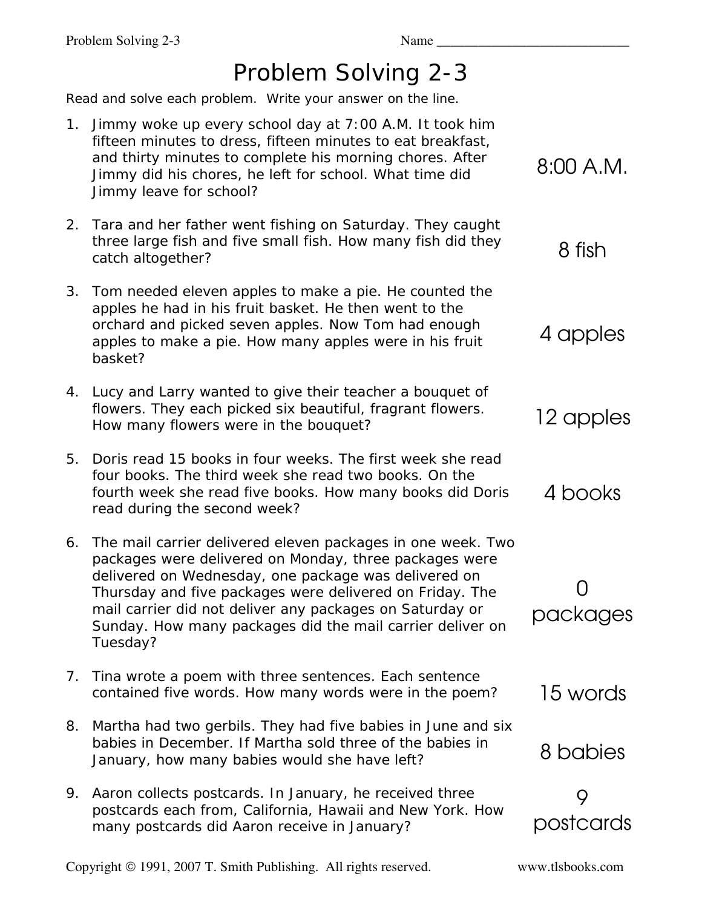# Problem Solving 2-3

Name ____________________________

Read and solve each problem. Write your answer on the line.

1. Jimmy woke up every school day at 7:00 A.M. It took him fifteen minutes to dress, fifteen minutes to eat breakfast, and thirty minutes to complete his morning chores. After Jimmy did his chores, he left for school. What time did Jimmy leave for school?

   8:00 A.M.

2. Tara and her father went fishing on Saturday. They caught three large fish and five small fish. How many fish did they catch altogether?

   8 fish

3. Tom needed eleven apples to make a pie. He counted the apples he had in his fruit basket. He then went to the orchard and picked seven apples. Now Tom had enough apples to make a pie. How many apples were in his fruit basket?

   4 apples

4. Lucy and Larry wanted to give their teacher a bouquet of flowers. They each picked six beautiful, fragrant flowers. How many flowers were in the bouquet?

   12 apples

5. Doris read 15 books in four weeks. The first week she read four books. The third week she read two books. On the fourth week she read five books. How many books did Doris read during the second week?

   4 books

6. The mail carrier delivered eleven packages in one week. Two packages were delivered on Monday, three packages were delivered on Wednesday, one package was delivered on Thursday and five packages were delivered on Friday. The mail carrier did not deliver any packages on Saturday or Sunday. How many packages did the mail carrier deliver on Tuesday?

   0 packages

7. Tina wrote a poem with three sentences. Each sentence contained five words. How many words were in the poem?

   15 words

8. Martha had two gerbils. They had five babies in June and six babies in December. If Martha sold three of the babies in January, how many babies would she have left?

   8 babies

9. Aaron collects postcards. In January, he received three postcards each from, California, Hawaii and New York. How many postcards did Aaron receive in January?

   9 postcards

Copyright © 1991, 2007 T. Smith Publishing. All rights reserved. www.tlsbooks.com